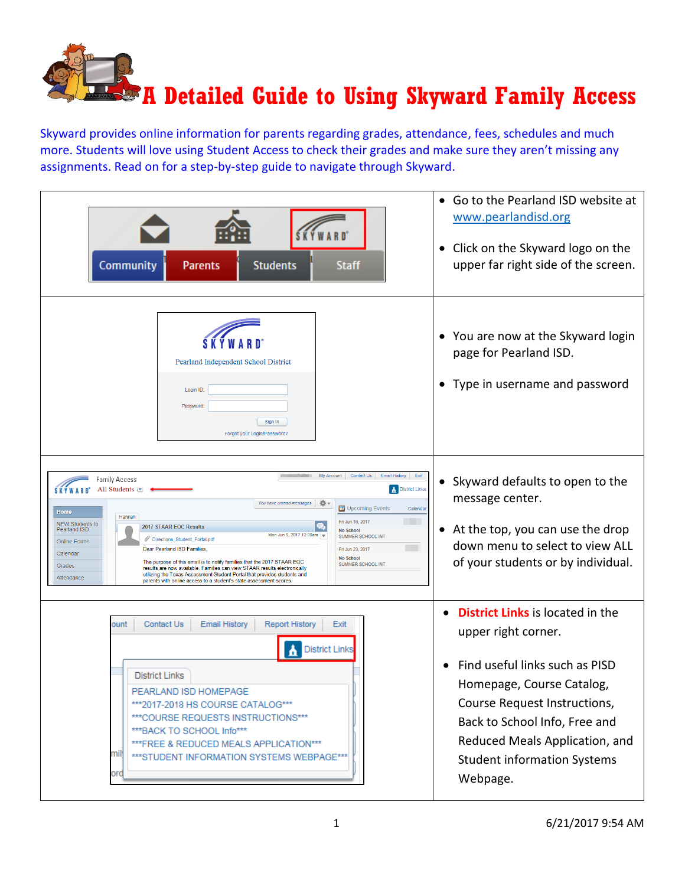# A Detailed Guide to Using Skyward Family Access

Skyward provides online information for parents regarding grades, attendance, fees, schedules and much more. Students will love using Student Access to check their grades and make sure they aren't missing any assignments. Read on for a step-by-step guide to navigate through Skyward.

- Go to the Pearland ISD website at www.pearlandisd.org
- Click on the Skyward logo on the upper far right side of the screen.

- You are now at the Skyward login page for Pearland ISD.
- Type in username and password

- Skyward defaults to open to the message center.
- At the top, you can use the drop down menu to select to view ALL of your students or by individual.

- **District Links** is located in the upper right corner.
- Find useful links such as PISD Homepage, Course Catalog, Course Request Instructions, Back to School Info, Free and Reduced Meals Application, and Student information Systems Webpage.

6/21/2017 9:54 AM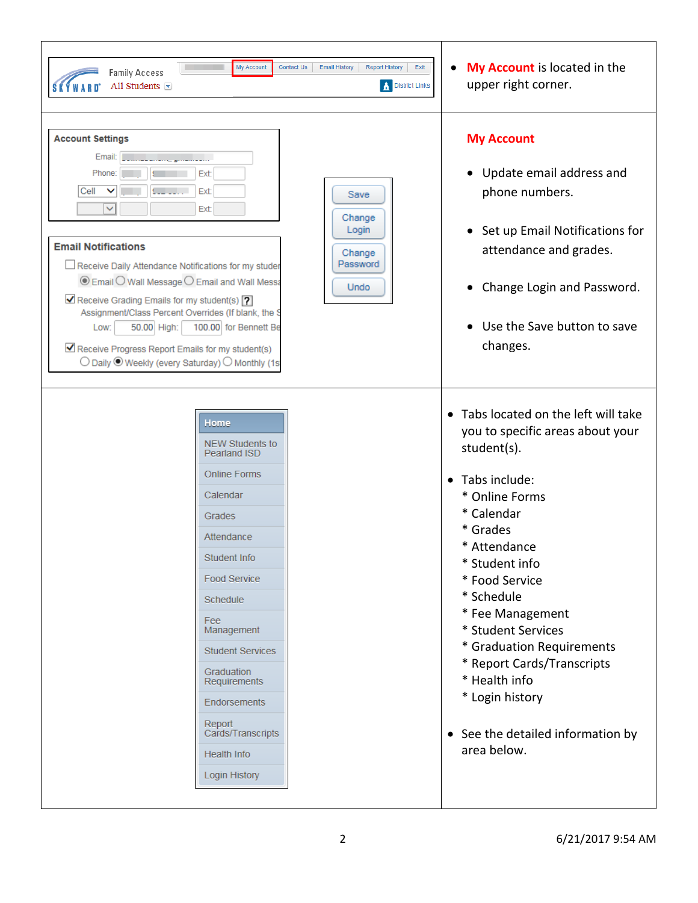- **My Account** is located in the upper right corner.

**My Account**

- Update email address and phone numbers.
- Set up Email Notifications for attendance and grades.
- Change Login and Password.
- Use the Save button to save changes.

- Tabs located on the left will take you to specific areas about your student(s).
- Tabs include:
  * Online Forms
  * Calendar
  * Grades
  * Attendance
  * Student info
  * Food Service
  * Schedule
  * Fee Management
  * Student Services
  * Graduation Requirements
  * Report Cards/Transcripts
  * Health info
  * Login history
- See the detailed information by area below.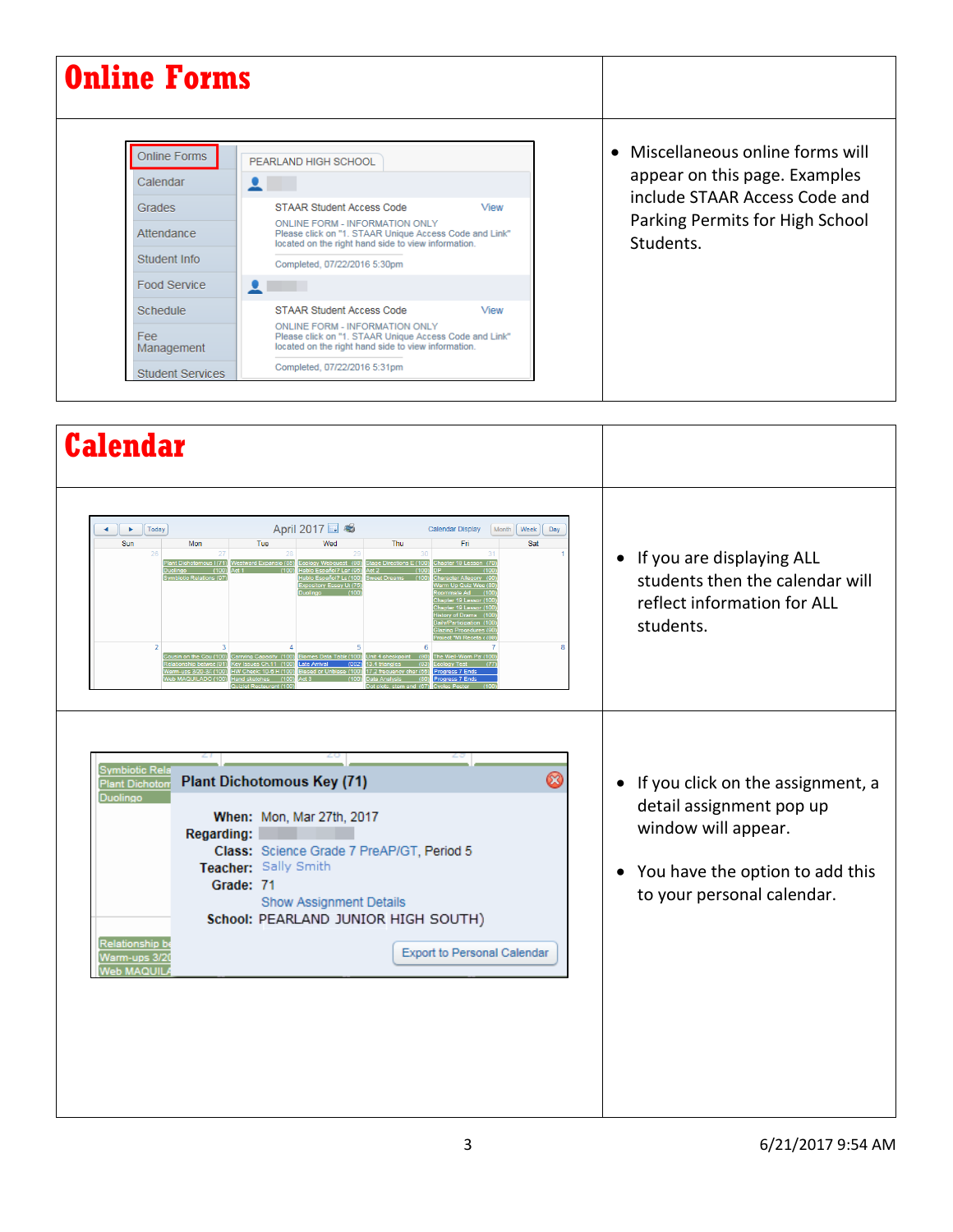# Online Forms

- Miscellaneous online forms will appear on this page. Examples include STAAR Access Code and Parking Permits for High School Students.

# Calendar

- If you are displaying ALL students then the calendar will reflect information for ALL students.

- If you click on the assignment, a detail assignment pop up window will appear.
- You have the option to add this to your personal calendar.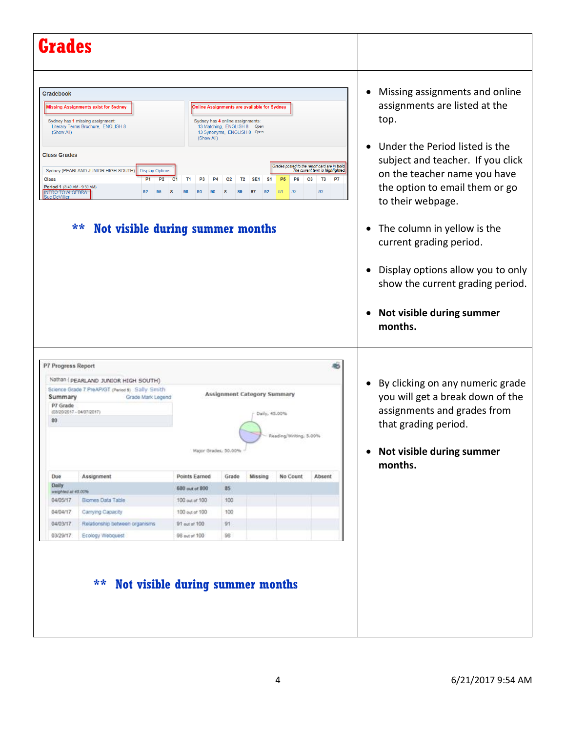# Grades

** Not visible during summer months

- Missing assignments and online assignments are listed at the top.
- Under the Period listed is the subject and teacher. If you click on the teacher name you have the option to email them or go to their webpage.
- The column in yellow is the current grading period.
- Display options allow you to only show the current grading period.
- **Not visible during summer months.**

** Not visible during summer months

- By clicking on any numeric grade you will get a break down of the assignments and grades from that grading period.
- **Not visible during summer months.**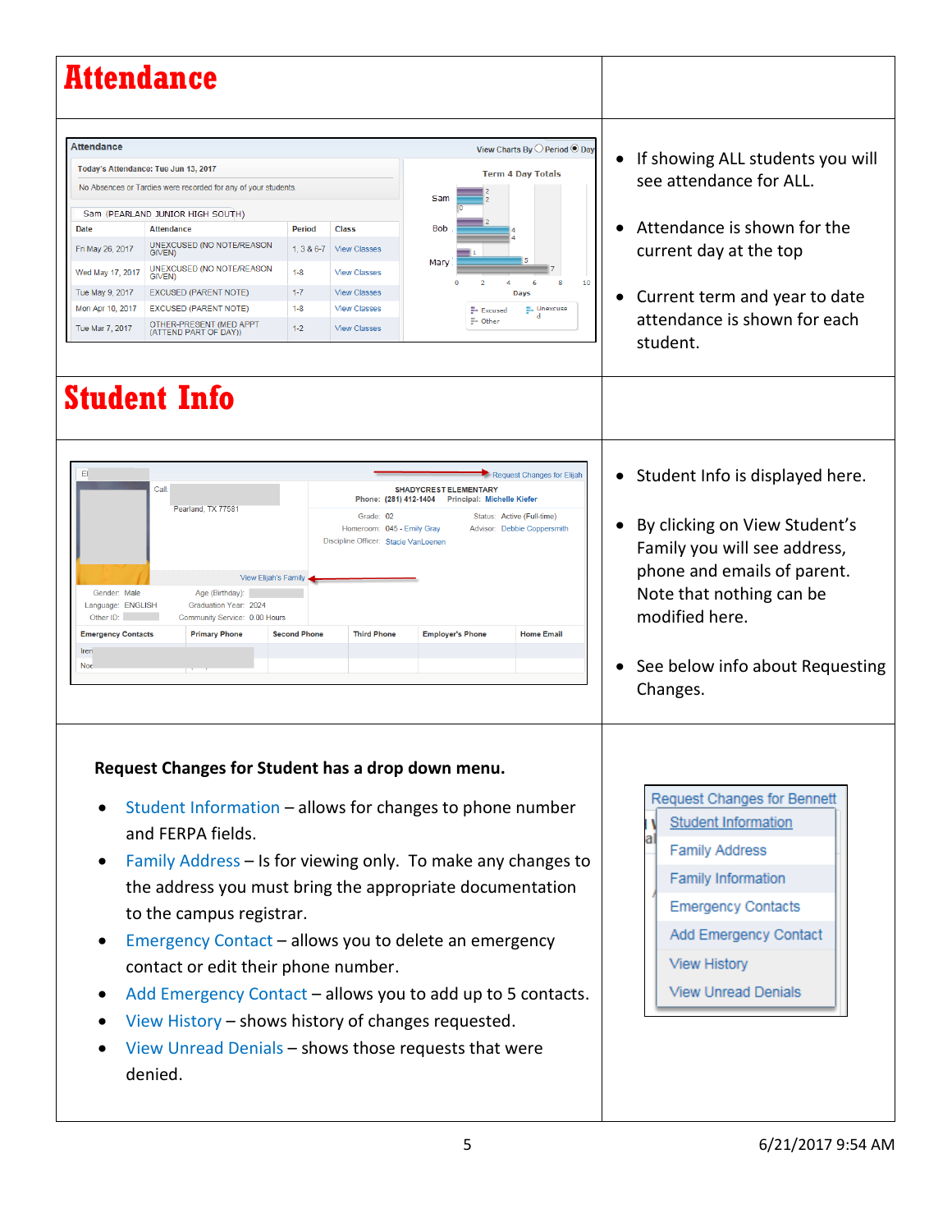# Attendance

- If showing ALL students you will see attendance for ALL.
- Attendance is shown for the current day at the top
- Current term and year to date attendance is shown for each student.

# Student Info

- Student Info is displayed here.
- By clicking on View Student's Family you will see address, phone and emails of parent. Note that nothing can be modified here.
- See below info about Requesting Changes.

**Request Changes for Student has a drop down menu.**

- Student Information – allows for changes to phone number and FERPA fields.
- Family Address – Is for viewing only. To make any changes to the address you must bring the appropriate documentation to the campus registrar.
- Emergency Contact – allows you to delete an emergency contact or edit their phone number.
- Add Emergency Contact – allows you to add up to 5 contacts.
- View History – shows history of changes requested.
- View Unread Denials – shows those requests that were denied.

6/21/2017 9:54 AM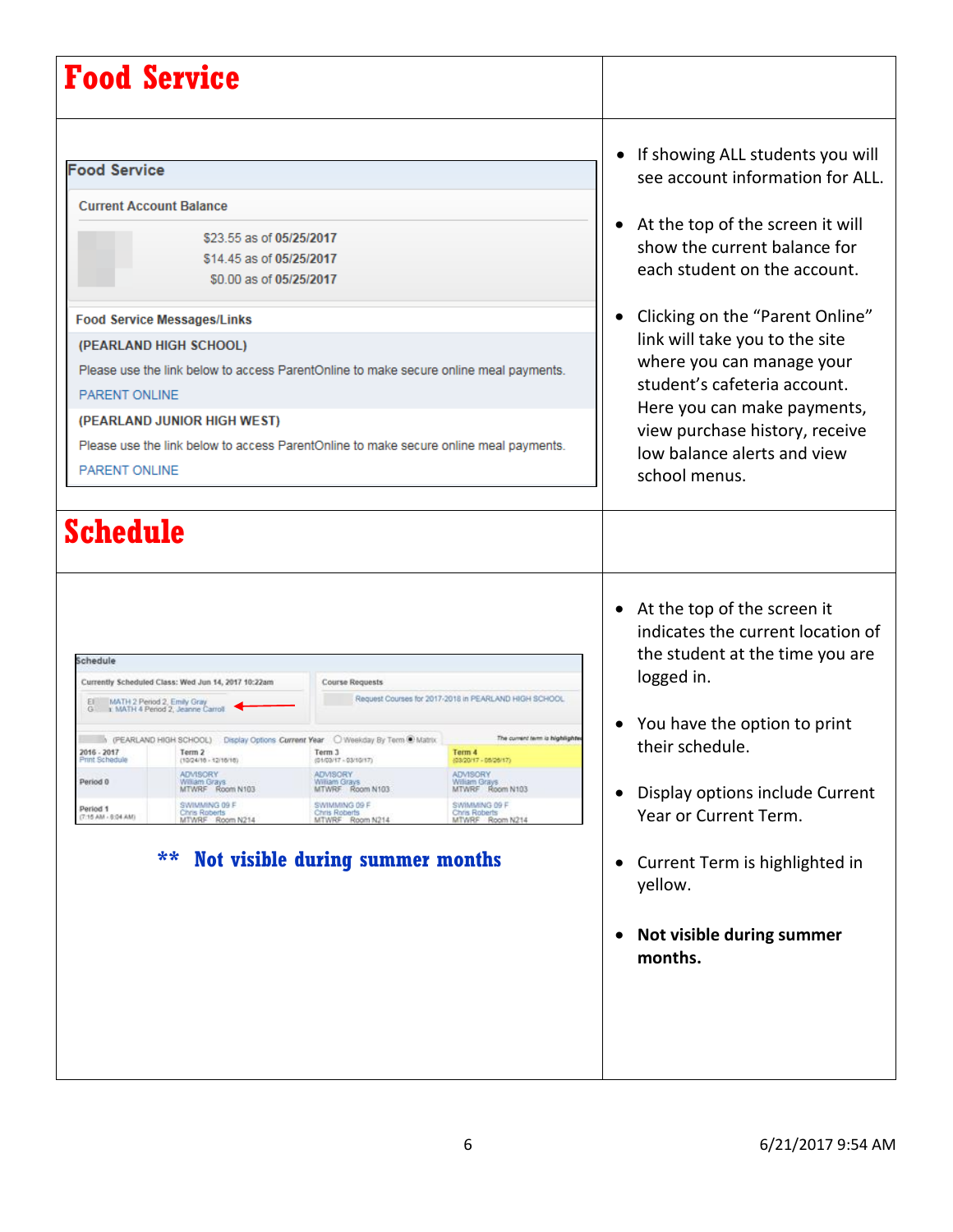# Food Service

**Food Service**

Current Account Balance

$23.55 as of **05/25/2017**
$14.45 as of **05/25/2017**
$0.00 as of **05/25/2017**

Food Service Messages/Links

(PEARLAND HIGH SCHOOL)
Please use the link below to access ParentOnline to make secure online meal payments.
PARENT ONLINE

(PEARLAND JUNIOR HIGH WEST)
Please use the link below to access ParentOnline to make secure online meal payments.
PARENT ONLINE

- If showing ALL students you will see account information for ALL.
- At the top of the screen it will show the current balance for each student on the account.
- Clicking on the "Parent Online" link will take you to the site where you can manage your student's cafeteria account. Here you can make payments, view purchase history, receive low balance alerts and view school menus.

# Schedule

**Schedule**

Currently Scheduled Class: Wed Jun 14, 2017 10:22am
MATH 2 Period 2, Emily Gray
MATH 4 Period 2, Jeanne Carroll

Course Requests
Request Courses for 2017-2018 in PEARLAND HIGH SCHOOL

(PEARLAND HIGH SCHOOL) Display Options Current Year ○ Weekday By Term ● Matrix — The current term is highlighted

| 2016 - 2017 Print Schedule | Term 2 (10/24/16 - 12/16/16) | Term 3 (01/03/17 - 03/10/17) | Term 4 (03/20/17 - 05/26/17) |
|---|---|---|---|
| Period 0 | ADVISORY William Grays MTWRF Room N103 | ADVISORY William Grays MTWRF Room N103 | ADVISORY William Grays MTWRF Room N103 |
| Period 1 (7:15 AM - 8:04 AM) | SWIMMING 09 F Chris Roberts MTWRF Room N214 | SWIMMING 09 F Chris Roberts MTWRF Room N214 | SWIMMING 09 F Chris Roberts MTWRF Room N214 |

**\*\* Not visible during summer months**

- At the top of the screen it indicates the current location of the student at the time you are logged in.
- You have the option to print their schedule.
- Display options include Current Year or Current Term.
- Current Term is highlighted in yellow.
- **Not visible during summer months.**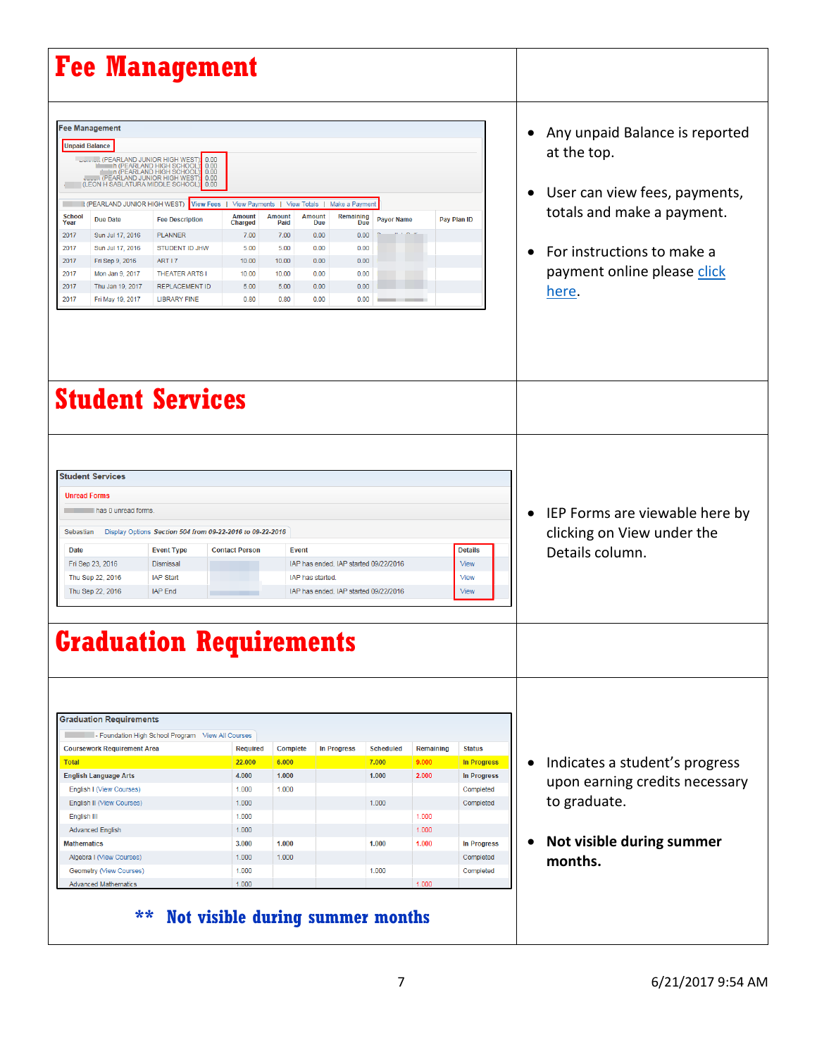# Fee Management

| Fee Management screenshot | |
|---|---|
| | • Any unpaid Balance is reported at the top.<br>• User can view fees, payments, totals and make a payment.<br>• For instructions to make a payment online please click here. |

**Fee Management**

Unpaid Balance

(PEARLAND JUNIOR HIGH WEST) 0.00
(PEARLAND HIGH SCHOOL) 0.00
(PEARLAND HIGH SCHOOL) 0.00
(PEARLAND JUNIOR HIGH WEST) 0.00
(LEON H SABLATURA MIDDLE SCHOOL) 0.00

(PEARLAND JUNIOR HIGH WEST) View Fees | View Payments | View Totals | Make a Payment

| School Year | Due Date | Fee Description | Amount Charged | Amount Paid | Amount Due | Remaining Due | Payor Name | Pay Plan ID |
|---|---|---|---|---|---|---|---|---|
| 2017 | Sun Jul 17, 2016 | PLANNER | 7.00 | 7.00 | 0.00 | 0.00 | | |
| 2017 | Sun Jul 17, 2016 | STUDENT ID JHW | 5.00 | 5.00 | 0.00 | 0.00 | | |
| 2017 | Fri Sep 9, 2016 | ART I 7 | 10.00 | 10.00 | 0.00 | 0.00 | | |
| 2017 | Mon Jan 9, 2017 | THEATER ARTS I | 10.00 | 10.00 | 0.00 | 0.00 | | |
| 2017 | Thu Jan 19, 2017 | REPLACEMENT ID | 5.00 | 5.00 | 0.00 | 0.00 | | |
| 2017 | Fri May 19, 2017 | LIBRARY FINE | 0.80 | 0.80 | 0.00 | 0.00 | | |

# Student Services

• IEP Forms are viewable here by clicking on View under the Details column.

**Student Services**

Unread Forms

has 0 unread forms.

Sebastian Display Options *Section 504 from 09-22-2016 to 09-22-2016*

| Date | Event Type | Contact Person | Event | Details |
|---|---|---|---|---|
| Fri Sep 23, 2016 | Dismissal | | IAP has ended. IAP started 09/22/2016 | View |
| Thu Sep 22, 2016 | IAP Start | | IAP has started. | View |
| Thu Sep 22, 2016 | IAP End | | IAP has ended. IAP started 09/22/2016 | View |

# Graduation Requirements

• Indicates a student's progress upon earning credits necessary to graduate.

• **Not visible during summer months.**

**Graduation Requirements**

- Foundation High School Program View All Courses

| Coursework Requirement Area | Required | Complete | In Progress | Scheduled | Remaining | Status |
|---|---|---|---|---|---|---|
| Total | 22.000 | 6.000 | | 7.000 | 9.000 | In Progress |
| English Language Arts | 4.000 | 1.000 | | 1.000 | 2.000 | In Progress |
| English I (View Courses) | 1.000 | 1.000 | | | | Completed |
| English II (View Courses) | 1.000 | | | 1.000 | | Completed |
| English III | 1.000 | | | | 1.000 | |
| Advanced English | 1.000 | | | | 1.000 | |
| Mathematics | 3.000 | 1.000 | | 1.000 | 1.000 | In Progress |
| Algebra I (View Courses) | 1.000 | 1.000 | | | | Completed |
| Geometry (View Courses) | 1.000 | | | 1.000 | | Completed |
| Advanced Mathematics | 1.000 | | | | 1.000 | |

**\*\* Not visible during summer months**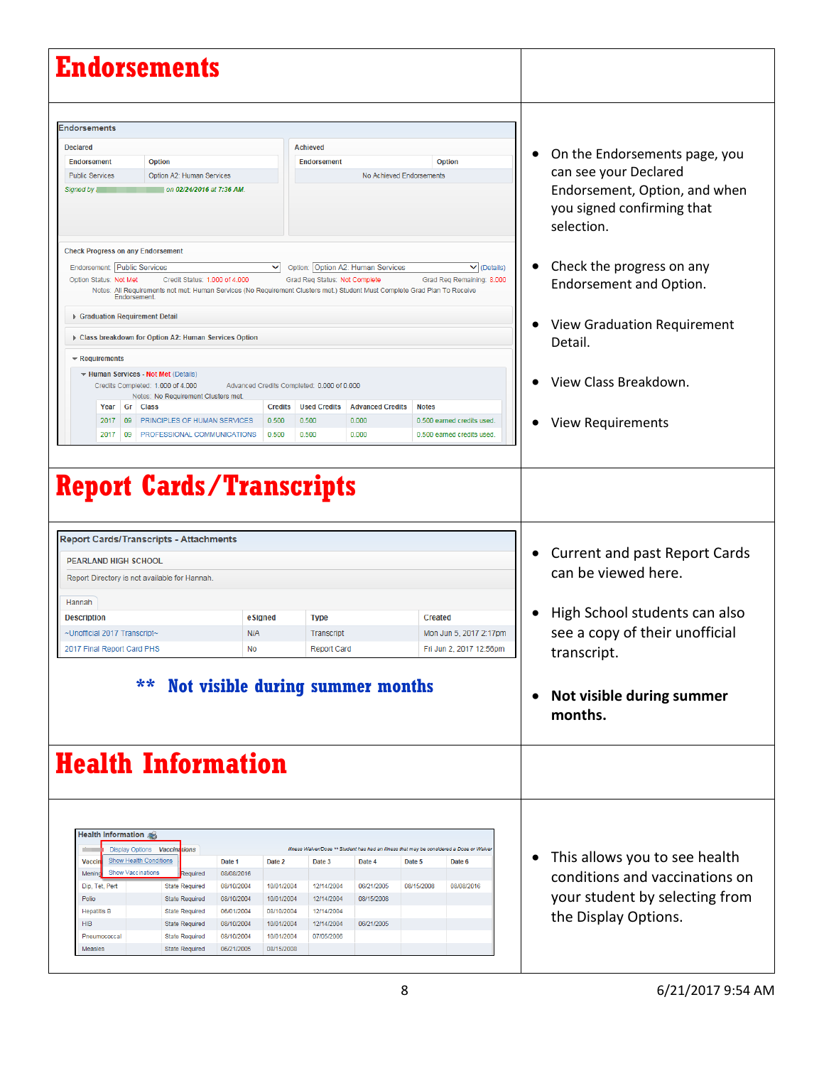# Endorsements

- On the Endorsements page, you can see your Declared Endorsement, Option, and when you signed confirming that selection.
- Check the progress on any Endorsement and Option.
- View Graduation Requirement Detail.
- View Class Breakdown.
- View Requirements

# Report Cards/Transcripts

**Not visible during summer months**

- Current and past Report Cards can be viewed here.
- High School students can also see a copy of their unofficial transcript.
- **Not visible during summer months.**

# Health Information

- This allows you to see health conditions and vaccinations on your student by selecting from the Display Options.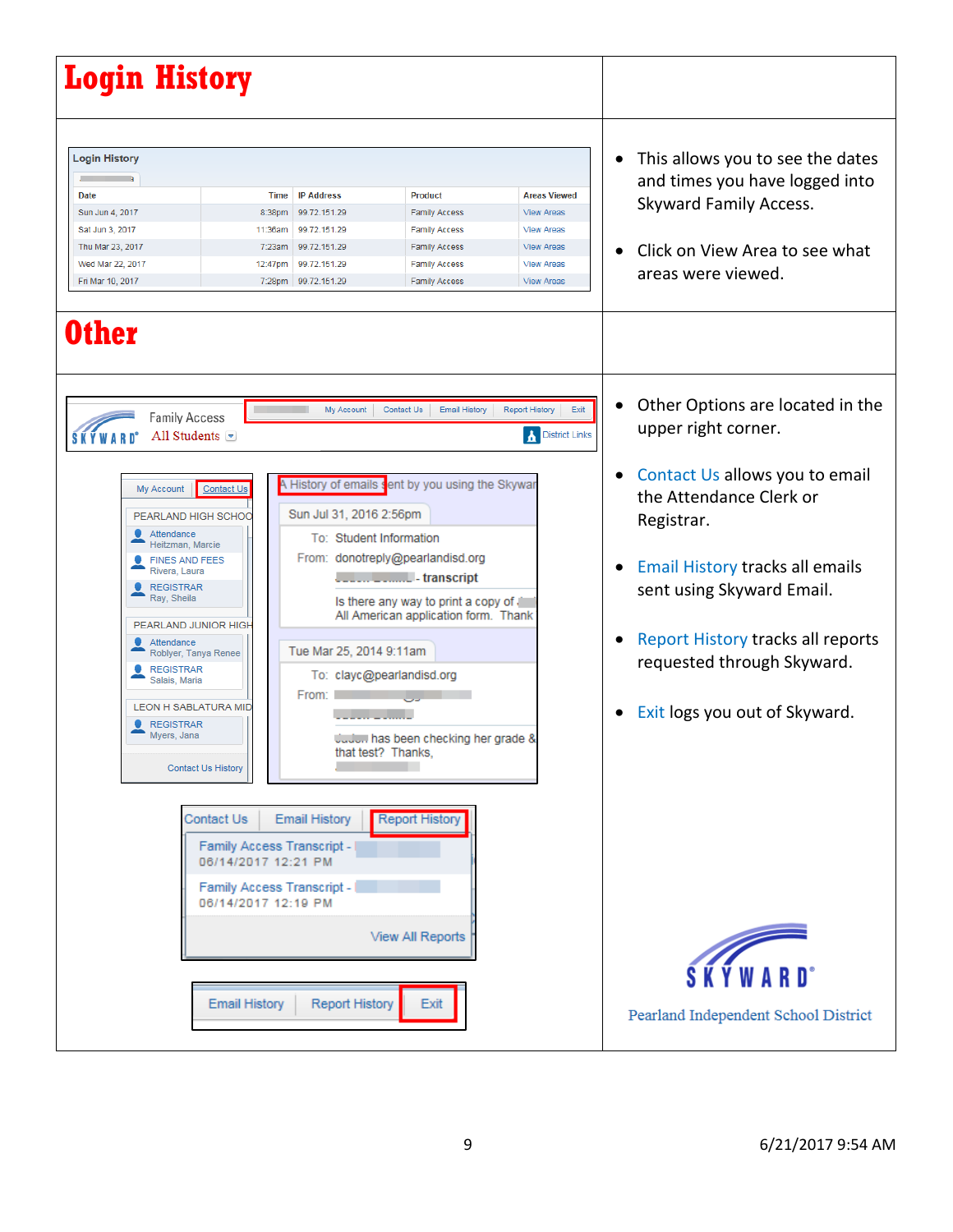## Login History

**Login History**

| Date | Time | IP Address | Product | Areas Viewed |
| --- | --- | --- | --- | --- |
| Sun Jun 4, 2017 | 8:38pm | 99.72.151.29 | Family Access | View Areas |
| Sat Jun 3, 2017 | 11:36am | 99.72.151.29 | Family Access | View Areas |
| Thu Mar 23, 2017 | 7:23am | 99.72.151.29 | Family Access | View Areas |
| Wed Mar 22, 2017 | 12:47pm | 99.72.151.29 | Family Access | View Areas |
| Fri Mar 10, 2017 | 7:28pm | 99.72.151.29 | Family Access | View Areas |

- This allows you to see the dates and times you have logged into Skyward Family Access.
- Click on View Area to see what areas were viewed.

## Other

Family Access
All Students
My Account | Contact Us | Email History | Report History | Exit
District Links

My Account | Contact Us

PEARLAND HIGH SCHOOL
Attendance – Heitzman, Marcie
FINES AND FEES – Rivera, Laura
REGISTRAR – Ray, Sheila

PEARLAND JUNIOR HIGH
Attendance – Roblyer, Tanya Renee
REGISTRAR – Salais, Maria

LEON H SABLATURA MID
REGISTRAR – Myers, Jana

Contact Us History

A History of emails sent by you using the Skyward

Sun Jul 31, 2016 2:56pm
To: Student Information
From: donotreply@pearlandisd.org
- transcript
Is there any way to print a copy of ... All American application form. Thank

Tue Mar 25, 2014 9:11am
To: clayc@pearlandisd.org
From:
has been checking her grade & that test? Thanks,

Contact Us | Email History | Report History

Family Access Transcript - 06/14/2017 12:21 PM
Family Access Transcript - 06/14/2017 12:19 PM
View All Reports

Email History | Report History | Exit

- Other Options are located in the upper right corner.
- Contact Us allows you to email the Attendance Clerk or Registrar.
- Email History tracks all emails sent using Skyward Email.
- Report History tracks all reports requested through Skyward.
- Exit logs you out of Skyward.

SKYWARD®
Pearland Independent School District

6/21/2017 9:54 AM